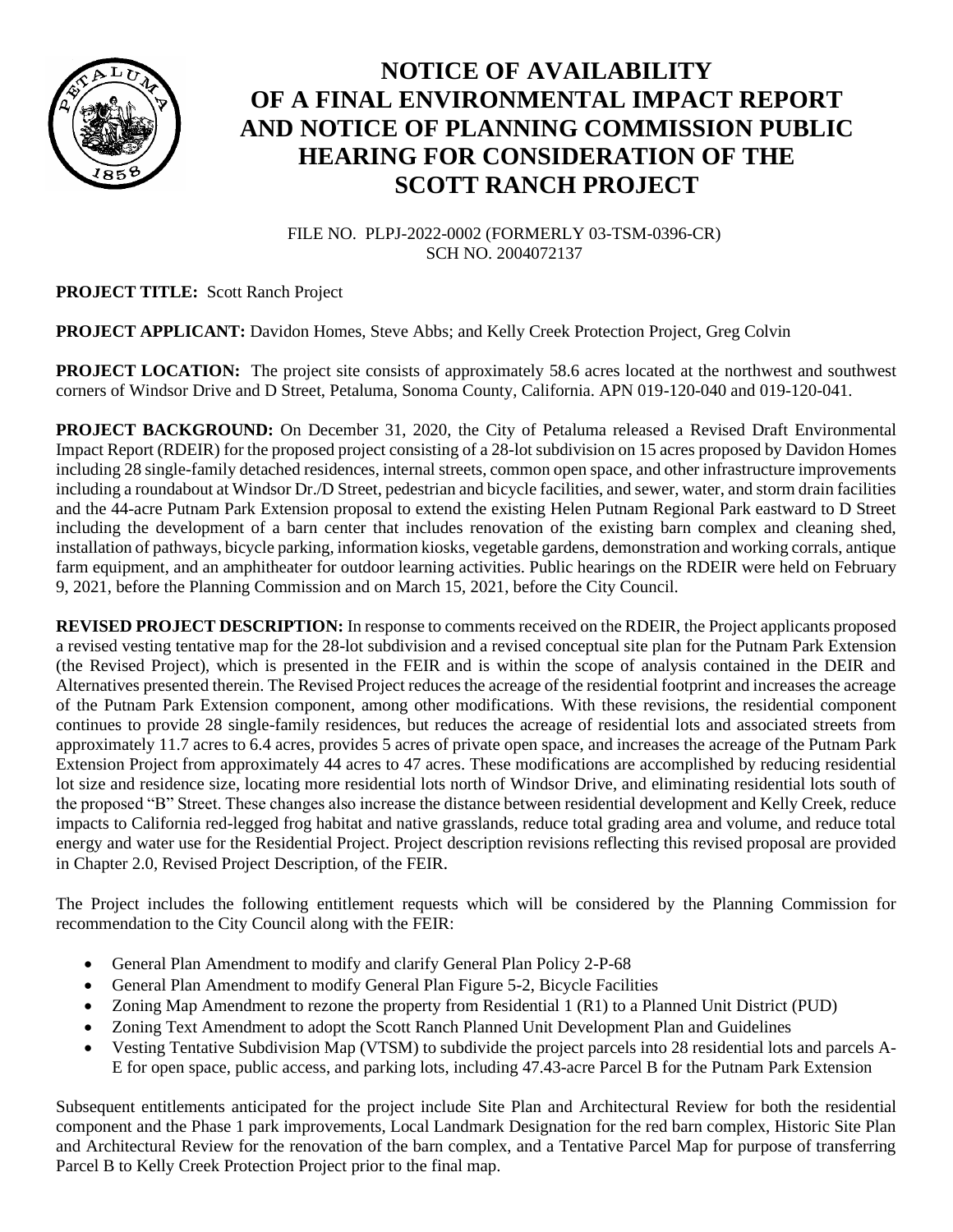# NOTICE OF AVAILABILITY OF A FINAL ENVIRONMENTAL IMPACT REPORT AND NOTICE OF PLANNING COMMISSION PUBLIC HEARING FOR CONSIDERATION OF THE SCOTT RANCH PROJECT

FILE NO. PLPJ-2022-0002 (FORMERLY 03-TSM-0396-CR)
SCH NO. 2004072137

**PROJECT TITLE:** Scott Ranch Project

**PROJECT APPLICANT:** Davidon Homes, Steve Abbs; and Kelly Creek Protection Project, Greg Colvin

**PROJECT LOCATION:** The project site consists of approximately 58.6 acres located at the northwest and southwest corners of Windsor Drive and D Street, Petaluma, Sonoma County, California. APN 019-120-040 and 019-120-041.

**PROJECT BACKGROUND:** On December 31, 2020, the City of Petaluma released a Revised Draft Environmental Impact Report (RDEIR) for the proposed project consisting of a 28-lot subdivision on 15 acres proposed by Davidon Homes including 28 single-family detached residences, internal streets, common open space, and other infrastructure improvements including a roundabout at Windsor Dr./D Street, pedestrian and bicycle facilities, and sewer, water, and storm drain facilities and the 44-acre Putnam Park Extension proposal to extend the existing Helen Putnam Regional Park eastward to D Street including the development of a barn center that includes renovation of the existing barn complex and cleaning shed, installation of pathways, bicycle parking, information kiosks, vegetable gardens, demonstration and working corrals, antique farm equipment, and an amphitheater for outdoor learning activities. Public hearings on the RDEIR were held on February 9, 2021, before the Planning Commission and on March 15, 2021, before the City Council.

**REVISED PROJECT DESCRIPTION:** In response to comments received on the RDEIR, the Project applicants proposed a revised vesting tentative map for the 28-lot subdivision and a revised conceptual site plan for the Putnam Park Extension (the Revised Project), which is presented in the FEIR and is within the scope of analysis contained in the DEIR and Alternatives presented therein. The Revised Project reduces the acreage of the residential footprint and increases the acreage of the Putnam Park Extension component, among other modifications. With these revisions, the residential component continues to provide 28 single-family residences, but reduces the acreage of residential lots and associated streets from approximately 11.7 acres to 6.4 acres, provides 5 acres of private open space, and increases the acreage of the Putnam Park Extension Project from approximately 44 acres to 47 acres. These modifications are accomplished by reducing residential lot size and residence size, locating more residential lots north of Windsor Drive, and eliminating residential lots south of the proposed "B" Street. These changes also increase the distance between residential development and Kelly Creek, reduce impacts to California red-legged frog habitat and native grasslands, reduce total grading area and volume, and reduce total energy and water use for the Residential Project. Project description revisions reflecting this revised proposal are provided in Chapter 2.0, Revised Project Description, of the FEIR.

The Project includes the following entitlement requests which will be considered by the Planning Commission for recommendation to the City Council along with the FEIR:

- General Plan Amendment to modify and clarify General Plan Policy 2-P-68
- General Plan Amendment to modify General Plan Figure 5-2, Bicycle Facilities
- Zoning Map Amendment to rezone the property from Residential 1 (R1) to a Planned Unit District (PUD)
- Zoning Text Amendment to adopt the Scott Ranch Planned Unit Development Plan and Guidelines
- Vesting Tentative Subdivision Map (VTSM) to subdivide the project parcels into 28 residential lots and parcels A-E for open space, public access, and parking lots, including 47.43-acre Parcel B for the Putnam Park Extension

Subsequent entitlements anticipated for the project include Site Plan and Architectural Review for both the residential component and the Phase 1 park improvements, Local Landmark Designation for the red barn complex, Historic Site Plan and Architectural Review for the renovation of the barn complex, and a Tentative Parcel Map for purpose of transferring Parcel B to Kelly Creek Protection Project prior to the final map.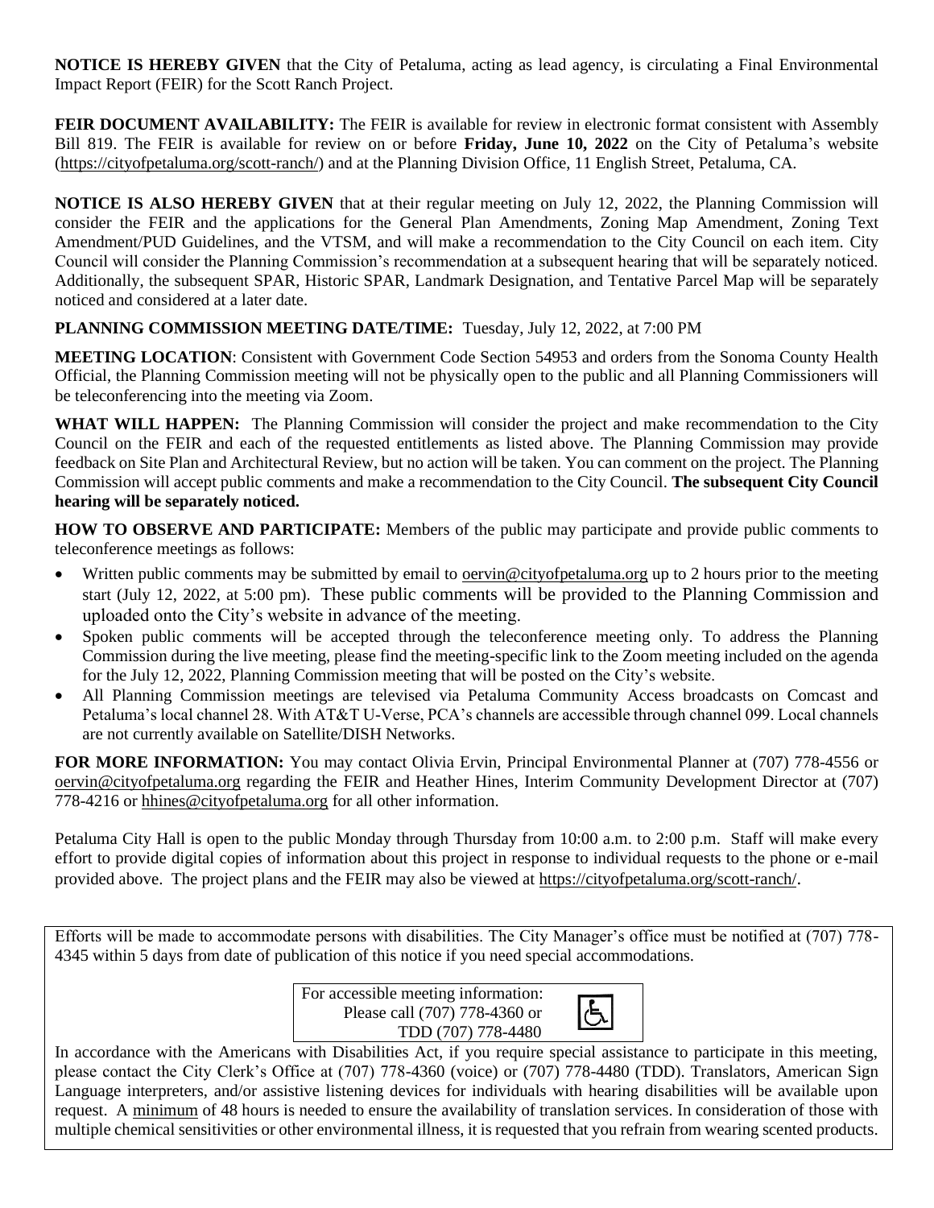**NOTICE IS HEREBY GIVEN** that the City of Petaluma, acting as lead agency, is circulating a Final Environmental Impact Report (FEIR) for the Scott Ranch Project.

**FEIR DOCUMENT AVAILABILITY:** The FEIR is available for review in electronic format consistent with Assembly Bill 819. The FEIR is available for review on or before **Friday, June 10, 2022** on the City of Petaluma's website (https://cityofpetaluma.org/scott-ranch/) and at the Planning Division Office, 11 English Street, Petaluma, CA.

**NOTICE IS ALSO HEREBY GIVEN** that at their regular meeting on July 12, 2022, the Planning Commission will consider the FEIR and the applications for the General Plan Amendments, Zoning Map Amendment, Zoning Text Amendment/PUD Guidelines, and the VTSM, and will make a recommendation to the City Council on each item. City Council will consider the Planning Commission's recommendation at a subsequent hearing that will be separately noticed. Additionally, the subsequent SPAR, Historic SPAR, Landmark Designation, and Tentative Parcel Map will be separately noticed and considered at a later date.

**PLANNING COMMISSION MEETING DATE/TIME:** Tuesday, July 12, 2022, at 7:00 PM

**MEETING LOCATION**: Consistent with Government Code Section 54953 and orders from the Sonoma County Health Official, the Planning Commission meeting will not be physically open to the public and all Planning Commissioners will be teleconferencing into the meeting via Zoom.

**WHAT WILL HAPPEN:** The Planning Commission will consider the project and make recommendation to the City Council on the FEIR and each of the requested entitlements as listed above. The Planning Commission may provide feedback on Site Plan and Architectural Review, but no action will be taken. You can comment on the project. The Planning Commission will accept public comments and make a recommendation to the City Council. **The subsequent City Council hearing will be separately noticed.**

**HOW TO OBSERVE AND PARTICIPATE:** Members of the public may participate and provide public comments to teleconference meetings as follows:

- Written public comments may be submitted by email to oervin@cityofpetaluma.org up to 2 hours prior to the meeting start (July 12, 2022, at 5:00 pm). These public comments will be provided to the Planning Commission and uploaded onto the City's website in advance of the meeting.
- Spoken public comments will be accepted through the teleconference meeting only. To address the Planning Commission during the live meeting, please find the meeting-specific link to the Zoom meeting included on the agenda for the July 12, 2022, Planning Commission meeting that will be posted on the City's website.
- All Planning Commission meetings are televised via Petaluma Community Access broadcasts on Comcast and Petaluma's local channel 28. With AT&T U-Verse, PCA's channels are accessible through channel 099. Local channels are not currently available on Satellite/DISH Networks.

**FOR MORE INFORMATION:** You may contact Olivia Ervin, Principal Environmental Planner at (707) 778-4556 or oervin@cityofpetaluma.org regarding the FEIR and Heather Hines, Interim Community Development Director at (707) 778-4216 or hhines@cityofpetaluma.org for all other information.

Petaluma City Hall is open to the public Monday through Thursday from 10:00 a.m. to 2:00 p.m. Staff will make every effort to provide digital copies of information about this project in response to individual requests to the phone or e-mail provided above. The project plans and the FEIR may also be viewed at https://cityofpetaluma.org/scott-ranch/.

Efforts will be made to accommodate persons with disabilities. The City Manager's office must be notified at (707) 778-4345 within 5 days from date of publication of this notice if you need special accommodations.

For accessible meeting information:
Please call (707) 778-4360 or
TDD (707) 778-4480

In accordance with the Americans with Disabilities Act, if you require special assistance to participate in this meeting, please contact the City Clerk's Office at (707) 778-4360 (voice) or (707) 778-4480 (TDD). Translators, American Sign Language interpreters, and/or assistive listening devices for individuals with hearing disabilities will be available upon request. A minimum of 48 hours is needed to ensure the availability of translation services. In consideration of those with multiple chemical sensitivities or other environmental illness, it is requested that you refrain from wearing scented products.